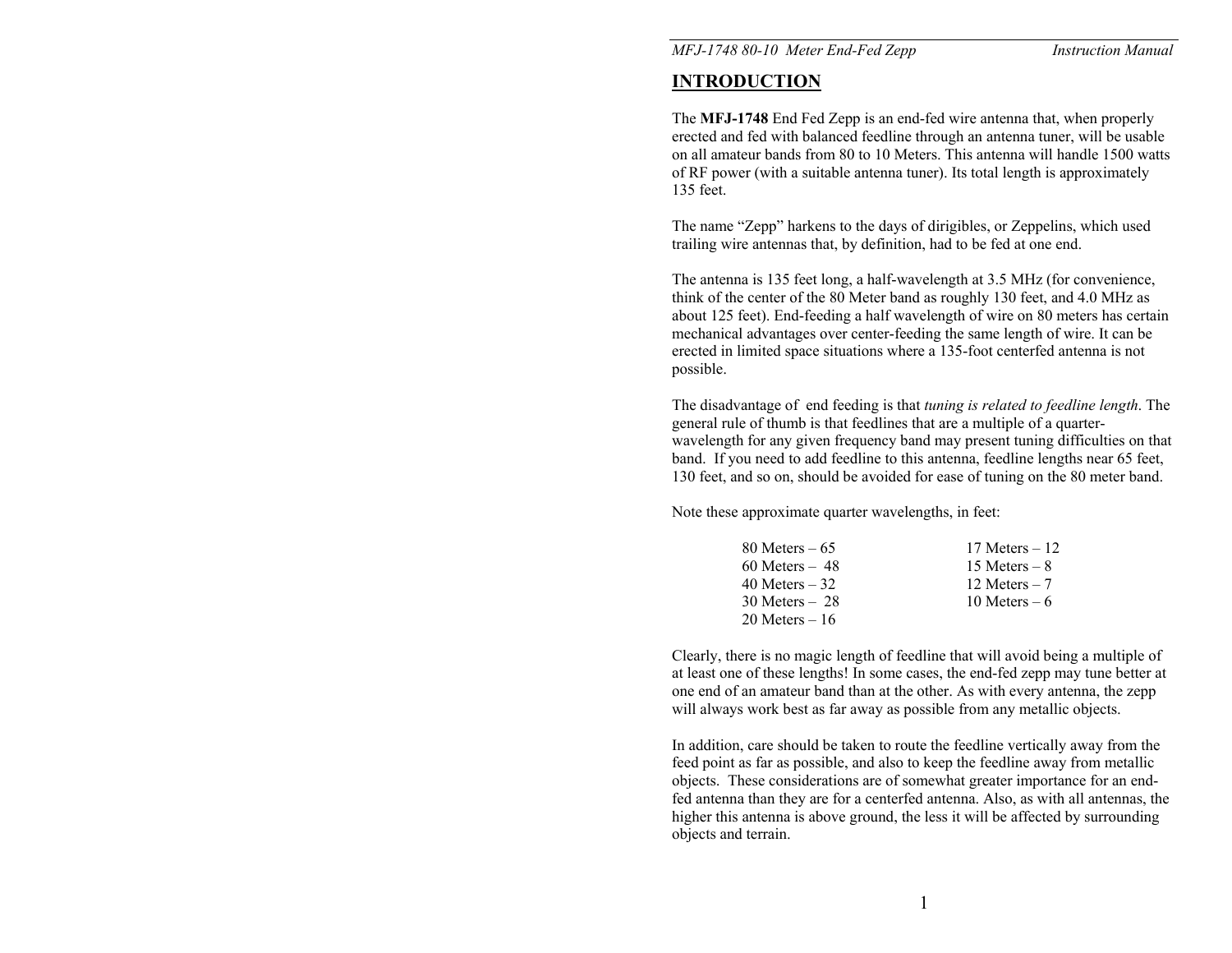## INTRODUCTION

The **MFJ-1748** End Fed Zepp is an end-fed wire antenna that, when properly erected and fed with balanced feedline through an antenna tuner, will be usable on all amateur bands from 80 to 10 Meters. This antenna will handle 1500 watts of RF power (with a suitable antenna tuner). Its total length is approximately 135 feet.

The name "Zepp" harkens to the days of dirigibles, or Zeppelins, which used trailing wire antennas that, by definition, had to be fed at one end.

The antenna is 135 feet long, a half-wavelength at 3.5 MHz (for convenience, think of the center of the 80 Meter band as roughly 130 feet, and 4.0 MHz as about 125 feet). End-feeding a half wavelength of wire on 80 meters has certain mechanical advantages over center-feeding the same length of wire. It can be erected in limited space situations where a 135-foot centerfed antenna is not possible.

The disadvantage of end feeding is that *tuning is related to feedline length*. The general rule of thumb is that feedlines that are a multiple of a quarter-wavelength for any given frequency band may present tuning difficulties on that band. If you need to add feedline to this antenna, feedline lengths near 65 feet, 130 feet, and so on, should be avoided for ease of tuning on the 80 meter band.

Note these approximate quarter wavelengths, in feet:

- 80 Meters – 65
- 60 Meters – 48
- 40 Meters – 32
- 30 Meters – 28
- 20 Meters – 16
- 17 Meters – 12
- 15 Meters – 8
- 12 Meters – 7
- 10 Meters – 6

Clearly, there is no magic length of feedline that will avoid being a multiple of at least one of these lengths! In some cases, the end-fed zepp may tune better at one end of an amateur band than at the other. As with every antenna, the zepp will always work best as far away as possible from any metallic objects.

In addition, care should be taken to route the feedline vertically away from the feed point as far as possible, and also to keep the feedline away from metallic objects. These considerations are of somewhat greater importance for an end-fed antenna than they are for a centerfed antenna. Also, as with all antennas, the higher this antenna is above ground, the less it will be affected by surrounding objects and terrain.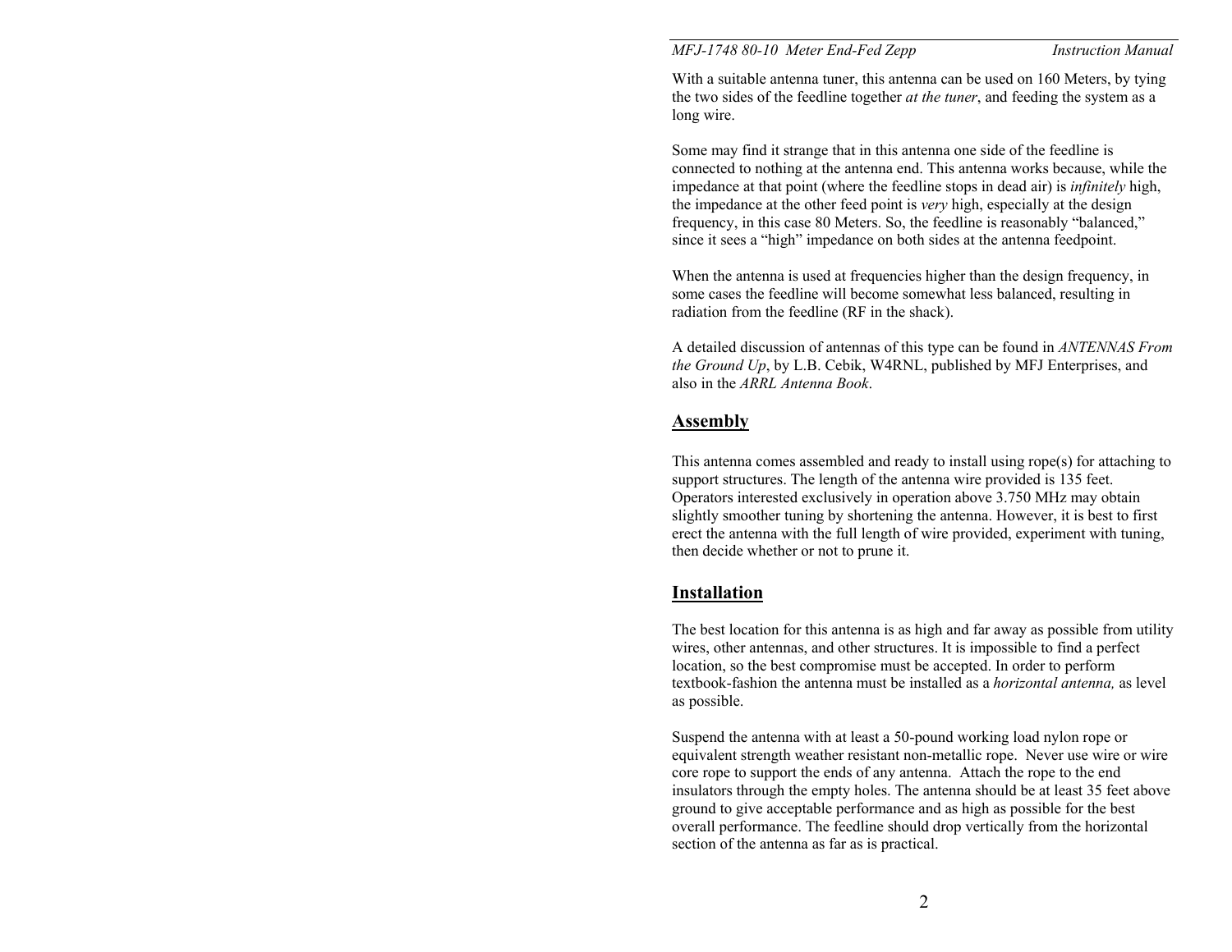With a suitable antenna tuner, this antenna can be used on 160 Meters, by tying the two sides of the feedline together *at the tuner*, and feeding the system as a long wire.

Some may find it strange that in this antenna one side of the feedline is connected to nothing at the antenna end. This antenna works because, while the impedance at that point (where the feedline stops in dead air) is *infinitely* high, the impedance at the other feed point is *very* high, especially at the design frequency, in this case 80 Meters. So, the feedline is reasonably "balanced," since it sees a "high" impedance on both sides at the antenna feedpoint.

When the antenna is used at frequencies higher than the design frequency, in some cases the feedline will become somewhat less balanced, resulting in radiation from the feedline (RF in the shack).

A detailed discussion of antennas of this type can be found in *ANTENNAS From the Ground Up*, by L.B. Cebik, W4RNL, published by MFJ Enterprises, and also in the *ARRL Antenna Book*.

## Assembly

This antenna comes assembled and ready to install using rope(s) for attaching to support structures. The length of the antenna wire provided is 135 feet. Operators interested exclusively in operation above 3.750 MHz may obtain slightly smoother tuning by shortening the antenna. However, it is best to first erect the antenna with the full length of wire provided, experiment with tuning, then decide whether or not to prune it.

## Installation

The best location for this antenna is as high and far away as possible from utility wires, other antennas, and other structures. It is impossible to find a perfect location, so the best compromise must be accepted. In order to perform textbook-fashion the antenna must be installed as a *horizontal antenna,* as level as possible.

Suspend the antenna with at least a 50-pound working load nylon rope or equivalent strength weather resistant non-metallic rope. Never use wire or wire core rope to support the ends of any antenna. Attach the rope to the end insulators through the empty holes. The antenna should be at least 35 feet above ground to give acceptable performance and as high as possible for the best overall performance. The feedline should drop vertically from the horizontal section of the antenna as far as is practical.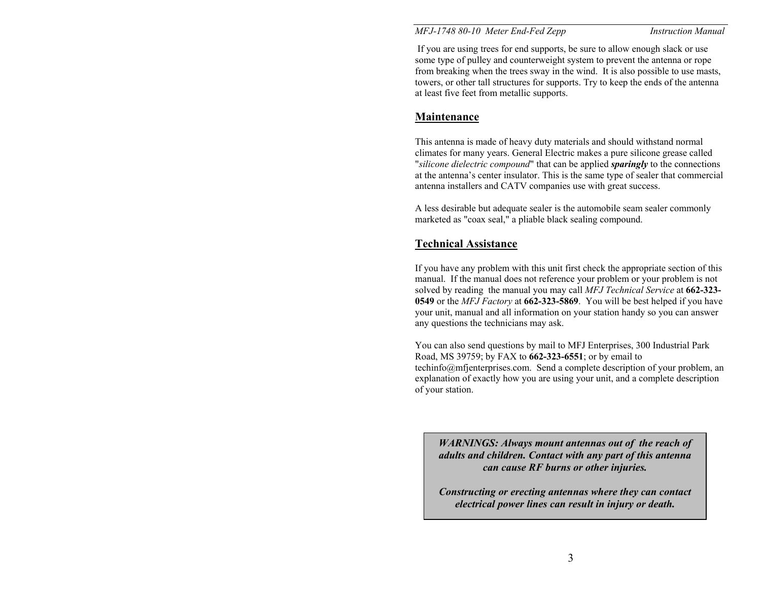If you are using trees for end supports, be sure to allow enough slack or use some type of pulley and counterweight system to prevent the antenna or rope from breaking when the trees sway in the wind. It is also possible to use masts, towers, or other tall structures for supports. Try to keep the ends of the antenna at least five feet from metallic supports.

## Maintenance

This antenna is made of heavy duty materials and should withstand normal climates for many years. General Electric makes a pure silicone grease called "*silicone dielectric compound*" that can be applied ***sparingly*** to the connections at the antenna's center insulator. This is the same type of sealer that commercial antenna installers and CATV companies use with great success.

A less desirable but adequate sealer is the automobile seam sealer commonly marketed as "coax seal," a pliable black sealing compound.

## Technical Assistance

If you have any problem with this unit first check the appropriate section of this manual. If the manual does not reference your problem or your problem is not solved by reading the manual you may call *MFJ Technical Service* at **662-323-0549** or the *MFJ Factory* at **662-323-5869**. You will be best helped if you have your unit, manual and all information on your station handy so you can answer any questions the technicians may ask.

You can also send questions by mail to MFJ Enterprises, 300 Industrial Park Road, MS 39759; by FAX to **662-323-6551**; or by email to techinfo@mfjenterprises.com. Send a complete description of your problem, an explanation of exactly how you are using your unit, and a complete description of your station.

***WARNINGS: Always mount antennas out of the reach of adults and children. Contact with any part of this antenna can cause RF burns or other injuries.***

***Constructing or erecting antennas where they can contact electrical power lines can result in injury or death.***